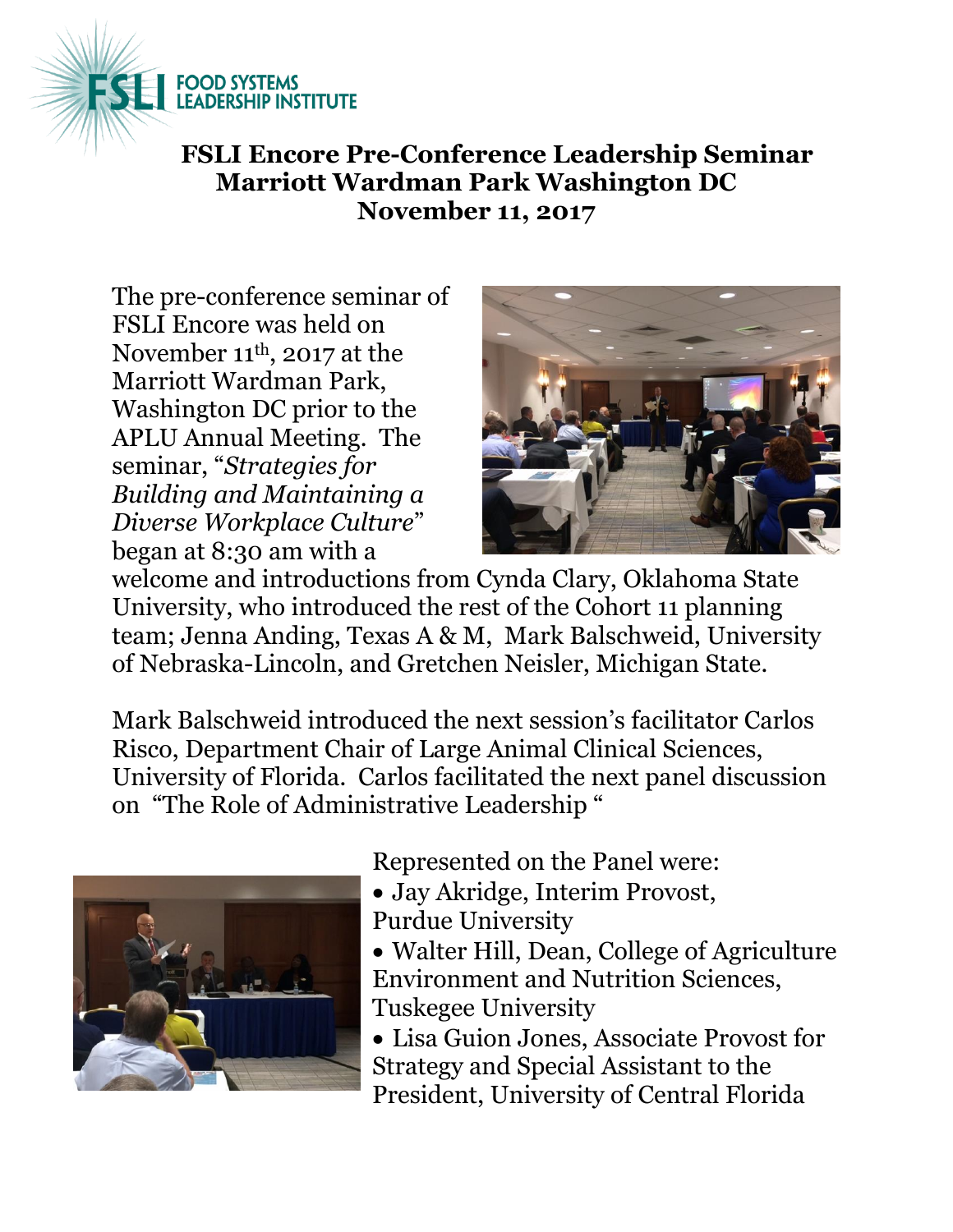# FSLI Encore Pre-Conference Leadership Seminar
## Marriott Wardman Park Washington DC
## November 11, 2017

The pre-conference seminar of FSLI Encore was held on November 11th, 2017 at the Marriott Wardman Park, Washington DC prior to the APLU Annual Meeting. The seminar, "*Strategies for Building and Maintaining a Diverse Workplace Culture*" began at 8:30 am with a welcome and introductions from Cynda Clary, Oklahoma State University, who introduced the rest of the Cohort 11 planning team; Jenna Anding, Texas A & M, Mark Balschweid, University of Nebraska-Lincoln, and Gretchen Neisler, Michigan State.

Mark Balschweid introduced the next session's facilitator Carlos Risco, Department Chair of Large Animal Clinical Sciences, University of Florida. Carlos facilitated the next panel discussion on "The Role of Administrative Leadership "

Represented on the Panel were:

- Jay Akridge, Interim Provost, Purdue University
- Walter Hill, Dean, College of Agriculture Environment and Nutrition Sciences, Tuskegee University
- Lisa Guion Jones, Associate Provost for Strategy and Special Assistant to the President, University of Central Florida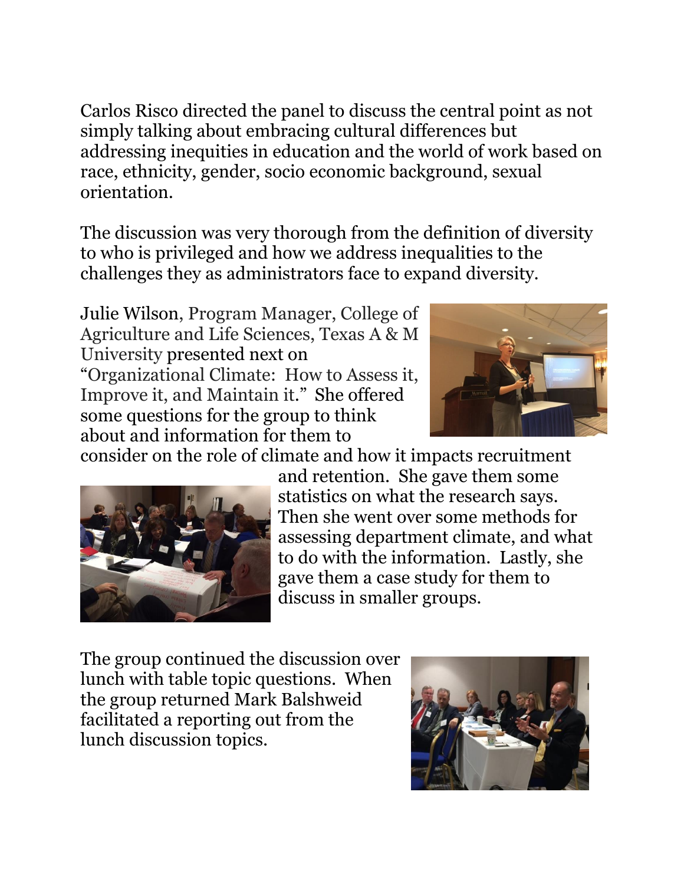Carlos Risco directed the panel to discuss the central point as not simply talking about embracing cultural differences but addressing inequities in education and the world of work based on race, ethnicity, gender, socio economic background, sexual orientation.

The discussion was very thorough from the definition of diversity to who is privileged and how we address inequalities to the challenges they as administrators face to expand diversity.

Julie Wilson, Program Manager, College of Agriculture and Life Sciences, Texas A & M University presented next on "Organizational Climate: How to Assess it, Improve it, and Maintain it." She offered some questions for the group to think about and information for them to consider on the role of climate and how it impacts recruitment and retention. She gave them some statistics on what the research says. Then she went over some methods for assessing department climate, and what to do with the information. Lastly, she gave them a case study for them to discuss in smaller groups.

The group continued the discussion over lunch with table topic questions. When the group returned Mark Balshweid facilitated a reporting out from the lunch discussion topics.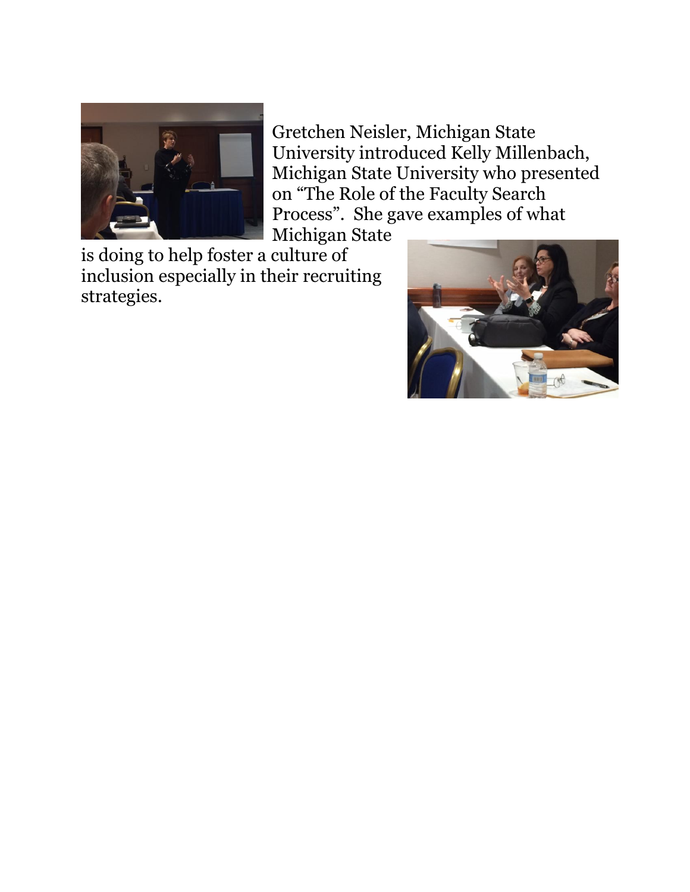Gretchen Neisler, Michigan State University introduced Kelly Millenbach, Michigan State University who presented on "The Role of the Faculty Search Process". She gave examples of what Michigan State is doing to help foster a culture of inclusion especially in their recruiting strategies.